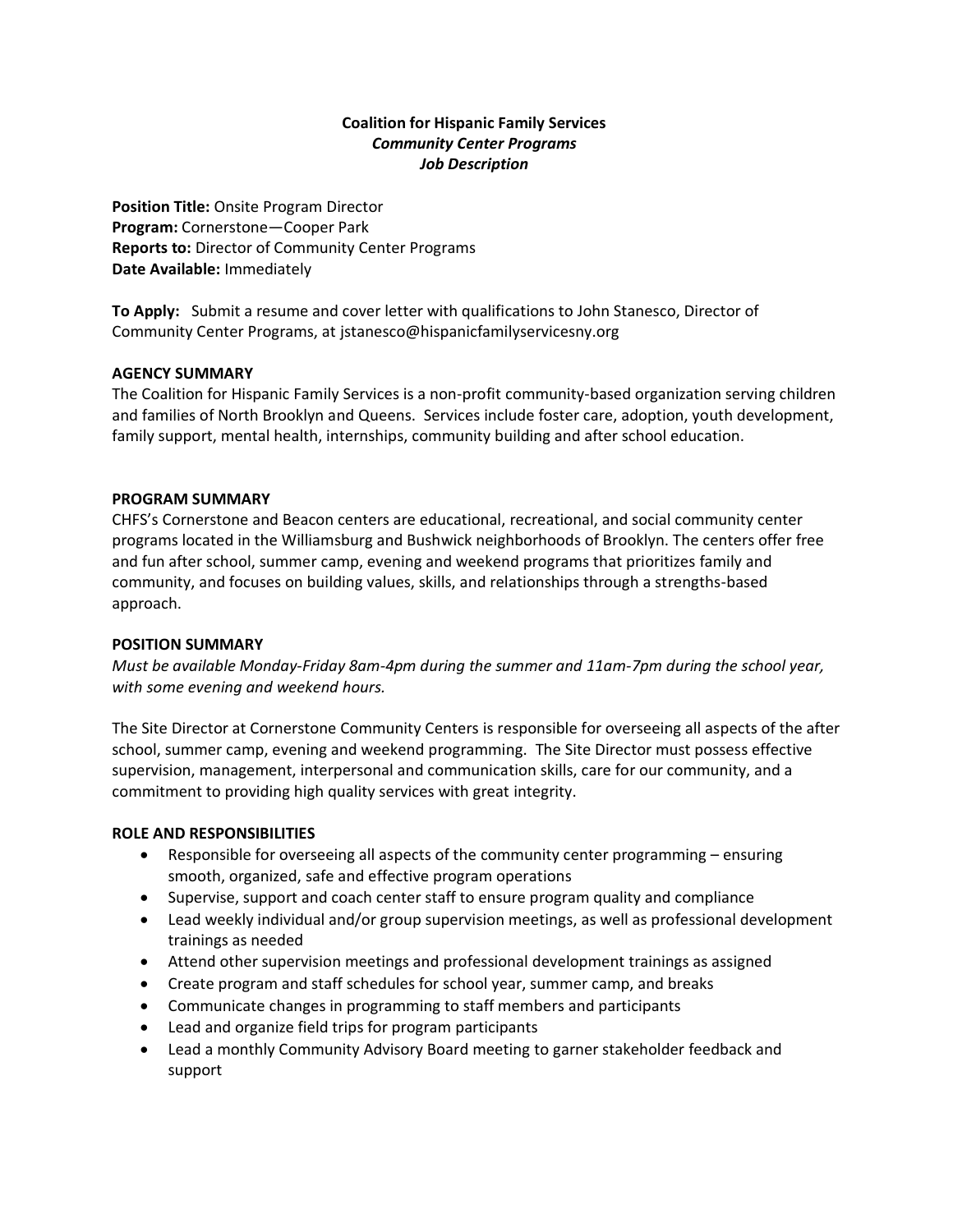**Coalition for Hispanic Family Services**
***Community Center Programs***
***Job Description***

**Position Title:** Onsite Program Director
**Program:** Cornerstone—Cooper Park
**Reports to:** Director of Community Center Programs
**Date Available:** Immediately

**To Apply:** Submit a resume and cover letter with qualifications to John Stanesco, Director of Community Center Programs, at jstanesco@hispanicfamilyservicesny.org

## AGENCY SUMMARY

The Coalition for Hispanic Family Services is a non-profit community-based organization serving children and families of North Brooklyn and Queens. Services include foster care, adoption, youth development, family support, mental health, internships, community building and after school education.

## PROGRAM SUMMARY

CHFS's Cornerstone and Beacon centers are educational, recreational, and social community center programs located in the Williamsburg and Bushwick neighborhoods of Brooklyn. The centers offer free and fun after school, summer camp, evening and weekend programs that prioritizes family and community, and focuses on building values, skills, and relationships through a strengths-based approach.

## POSITION SUMMARY

*Must be available Monday-Friday 8am-4pm during the summer and 11am-7pm during the school year, with some evening and weekend hours.*

The Site Director at Cornerstone Community Centers is responsible for overseeing all aspects of the after school, summer camp, evening and weekend programming. The Site Director must possess effective supervision, management, interpersonal and communication skills, care for our community, and a commitment to providing high quality services with great integrity.

## ROLE AND RESPONSIBILITIES

- Responsible for overseeing all aspects of the community center programming – ensuring smooth, organized, safe and effective program operations
- Supervise, support and coach center staff to ensure program quality and compliance
- Lead weekly individual and/or group supervision meetings, as well as professional development trainings as needed
- Attend other supervision meetings and professional development trainings as assigned
- Create program and staff schedules for school year, summer camp, and breaks
- Communicate changes in programming to staff members and participants
- Lead and organize field trips for program participants
- Lead a monthly Community Advisory Board meeting to garner stakeholder feedback and support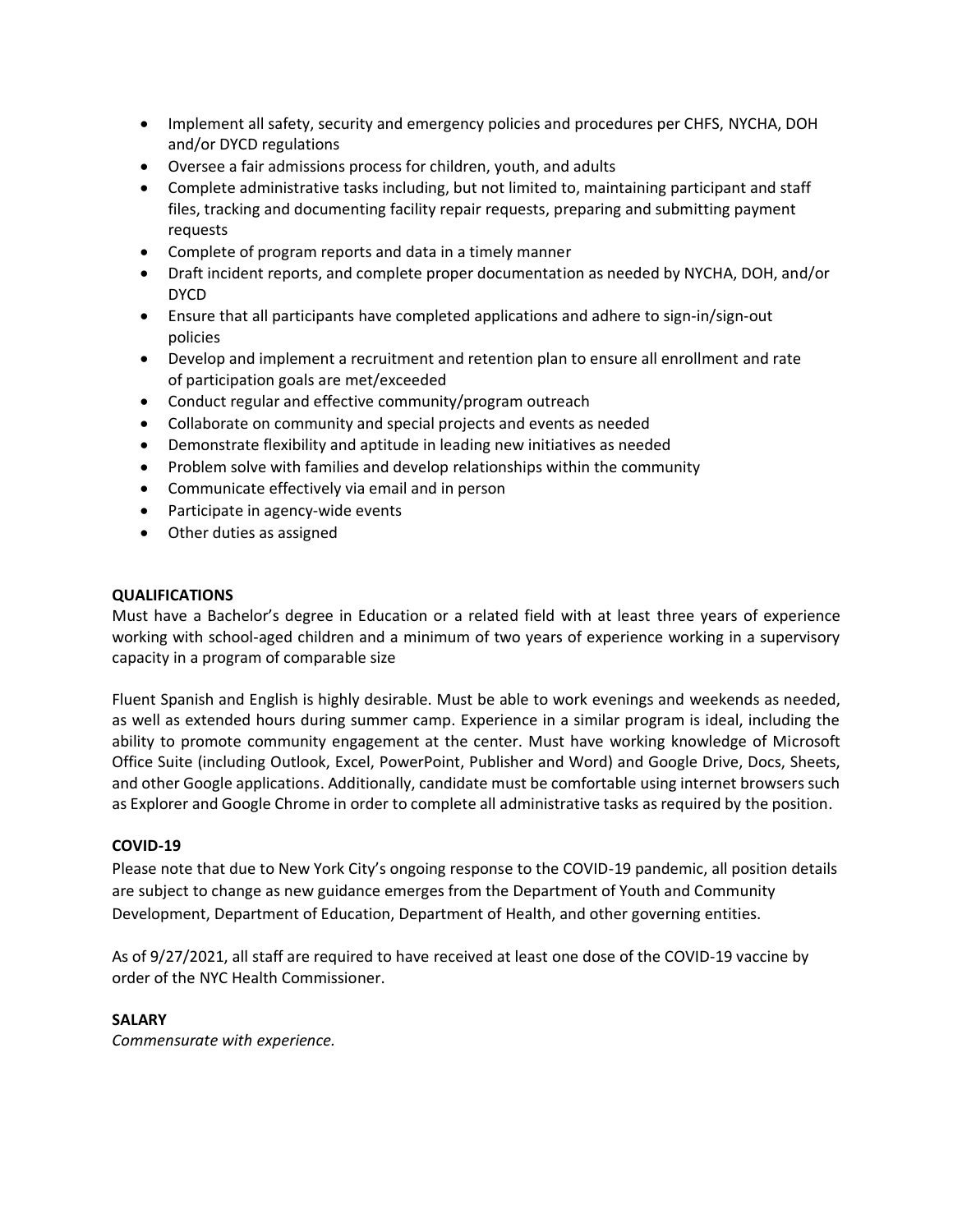- Implement all safety, security and emergency policies and procedures per CHFS, NYCHA, DOH and/or DYCD regulations
- Oversee a fair admissions process for children, youth, and adults
- Complete administrative tasks including, but not limited to, maintaining participant and staff files, tracking and documenting facility repair requests, preparing and submitting payment requests
- Complete of program reports and data in a timely manner
- Draft incident reports, and complete proper documentation as needed by NYCHA, DOH, and/or DYCD
- Ensure that all participants have completed applications and adhere to sign-in/sign-out policies
- Develop and implement a recruitment and retention plan to ensure all enrollment and rate of participation goals are met/exceeded
- Conduct regular and effective community/program outreach
- Collaborate on community and special projects and events as needed
- Demonstrate flexibility and aptitude in leading new initiatives as needed
- Problem solve with families and develop relationships within the community
- Communicate effectively via email and in person
- Participate in agency-wide events
- Other duties as assigned

**QUALIFICATIONS**

Must have a Bachelor's degree in Education or a related field with at least three years of experience working with school-aged children and a minimum of two years of experience working in a supervisory capacity in a program of comparable size

Fluent Spanish and English is highly desirable. Must be able to work evenings and weekends as needed, as well as extended hours during summer camp. Experience in a similar program is ideal, including the ability to promote community engagement at the center. Must have working knowledge of Microsoft Office Suite (including Outlook, Excel, PowerPoint, Publisher and Word) and Google Drive, Docs, Sheets, and other Google applications. Additionally, candidate must be comfortable using internet browsers such as Explorer and Google Chrome in order to complete all administrative tasks as required by the position.

**COVID-19**

Please note that due to New York City's ongoing response to the COVID-19 pandemic, all position details are subject to change as new guidance emerges from the Department of Youth and Community Development, Department of Education, Department of Health, and other governing entities.

As of 9/27/2021, all staff are required to have received at least one dose of the COVID-19 vaccine by order of the NYC Health Commissioner.

**SALARY**

*Commensurate with experience.*